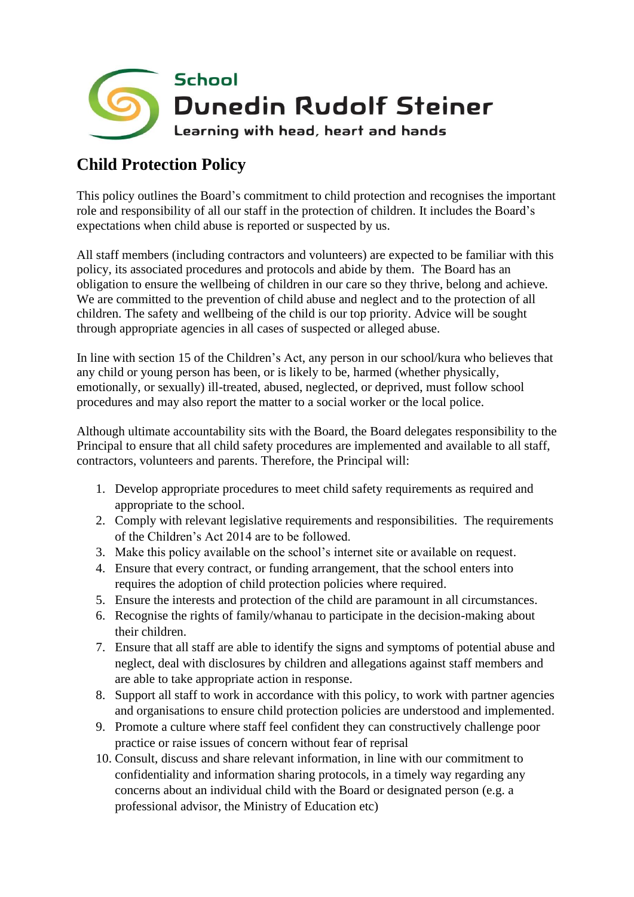School

Dunedin Rudolf Steiner

Learning with head, heart and hands

# Child Protection Policy

This policy outlines the Board's commitment to child protection and recognises the important role and responsibility of all our staff in the protection of children. It includes the Board's expectations when child abuse is reported or suspected by us.

All staff members (including contractors and volunteers) are expected to be familiar with this policy, its associated procedures and protocols and abide by them. The Board has an obligation to ensure the wellbeing of children in our care so they thrive, belong and achieve. We are committed to the prevention of child abuse and neglect and to the protection of all children. The safety and wellbeing of the child is our top priority. Advice will be sought through appropriate agencies in all cases of suspected or alleged abuse.

In line with section 15 of the Children's Act, any person in our school/kura who believes that any child or young person has been, or is likely to be, harmed (whether physically, emotionally, or sexually) ill-treated, abused, neglected, or deprived, must follow school procedures and may also report the matter to a social worker or the local police.

Although ultimate accountability sits with the Board, the Board delegates responsibility to the Principal to ensure that all child safety procedures are implemented and available to all staff, contractors, volunteers and parents. Therefore, the Principal will:

1. Develop appropriate procedures to meet child safety requirements as required and appropriate to the school.
2. Comply with relevant legislative requirements and responsibilities. The requirements of the Children's Act 2014 are to be followed.
3. Make this policy available on the school's internet site or available on request.
4. Ensure that every contract, or funding arrangement, that the school enters into requires the adoption of child protection policies where required.
5. Ensure the interests and protection of the child are paramount in all circumstances.
6. Recognise the rights of family/whanau to participate in the decision-making about their children.
7. Ensure that all staff are able to identify the signs and symptoms of potential abuse and neglect, deal with disclosures by children and allegations against staff members and are able to take appropriate action in response.
8. Support all staff to work in accordance with this policy, to work with partner agencies and organisations to ensure child protection policies are understood and implemented.
9. Promote a culture where staff feel confident they can constructively challenge poor practice or raise issues of concern without fear of reprisal
10. Consult, discuss and share relevant information, in line with our commitment to confidentiality and information sharing protocols, in a timely way regarding any concerns about an individual child with the Board or designated person (e.g. a professional advisor, the Ministry of Education etc)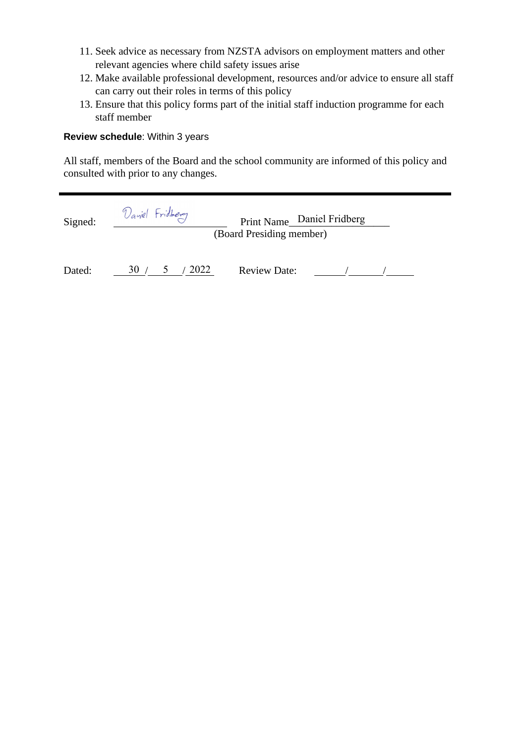11. Seek advice as necessary from NZSTA advisors on employment matters and other relevant agencies where child safety issues arise
12. Make available professional development, resources and/or advice to ensure all staff can carry out their roles in terms of this policy
13. Ensure that this policy forms part of the initial staff induction programme for each staff member

**Review schedule**: Within 3 years

All staff, members of the Board and the school community are informed of this policy and consulted with prior to any changes.

---

Signed: Daniel Fridberg Print Name Daniel Fridberg
(Board Presiding member)

Dated: 30 / 5 / 2022 Review Date: ____/____/____